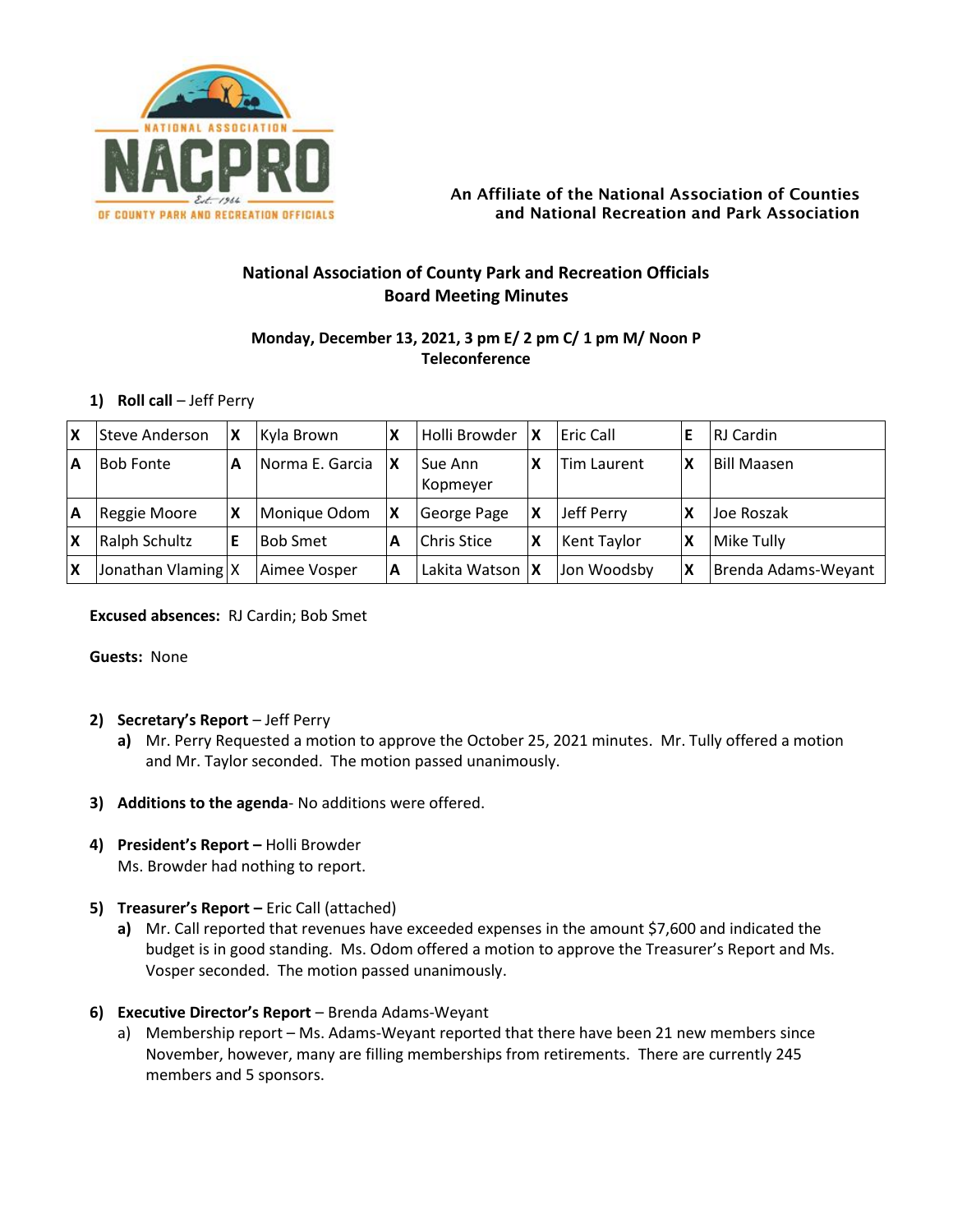An Affiliate of the National Association of Counties and National Recreation and Park Association

# National Association of County Park and Recreation Officials
## Board Meeting Minutes

**Monday, December 13, 2021, 3 pm E/ 2 pm C/ 1 pm M/ Noon P**
**Teleconference**

1) **Roll call** – Jeff Perry

| | | | | | | | | | |
|---|---|---|---|---|---|---|---|---|---|
| X | Steve Anderson | X | Kyla Brown | X | Holli Browder | X | Eric Call | E | RJ Cardin |
| A | Bob Fonte | A | Norma E. Garcia | X | Sue Ann Kopmeyer | X | Tim Laurent | X | Bill Maasen |
| A | Reggie Moore | X | Monique Odom | X | George Page | X | Jeff Perry | X | Joe Roszak |
| X | Ralph Schultz | E | Bob Smet | A | Chris Stice | X | Kent Taylor | X | Mike Tully |
| X | Jonathan Vlaming | X | Aimee Vosper | A | Lakita Watson | X | Jon Woodsby | X | Brenda Adams-Weyant |

**Excused absences:** RJ Cardin; Bob Smet

**Guests:** None

2) **Secretary's Report** – Jeff Perry
   a) Mr. Perry Requested a motion to approve the October 25, 2021 minutes. Mr. Tully offered a motion and Mr. Taylor seconded. The motion passed unanimously.

3) **Additions to the agenda**- No additions were offered.

4) **President's Report –** Holli Browder
   Ms. Browder had nothing to report.

5) **Treasurer's Report –** Eric Call (attached)
   a) Mr. Call reported that revenues have exceeded expenses in the amount $7,600 and indicated the budget is in good standing. Ms. Odom offered a motion to approve the Treasurer's Report and Ms. Vosper seconded. The motion passed unanimously.

6) **Executive Director's Report** – Brenda Adams-Weyant
   a) Membership report – Ms. Adams-Weyant reported that there have been 21 new members since November, however, many are filling memberships from retirements. There are currently 245 members and 5 sponsors.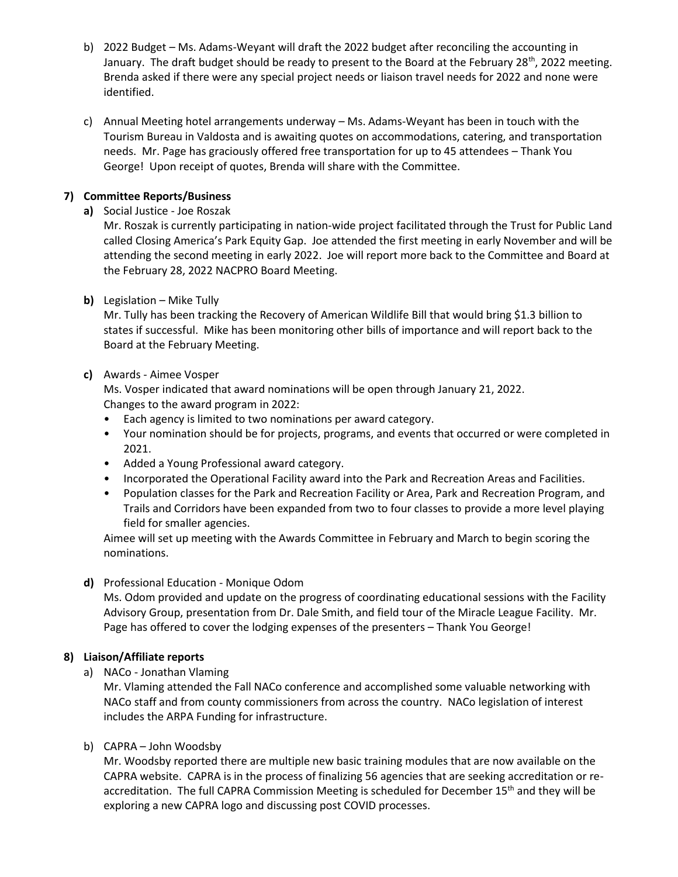b) 2022 Budget – Ms. Adams-Weyant will draft the 2022 budget after reconciling the accounting in January. The draft budget should be ready to present to the Board at the February 28th, 2022 meeting. Brenda asked if there were any special project needs or liaison travel needs for 2022 and none were identified.

c) Annual Meeting hotel arrangements underway – Ms. Adams-Weyant has been in touch with the Tourism Bureau in Valdosta and is awaiting quotes on accommodations, catering, and transportation needs. Mr. Page has graciously offered free transportation for up to 45 attendees – Thank You George! Upon receipt of quotes, Brenda will share with the Committee.

**7) Committee Reports/Business**

**a)** Social Justice - Joe Roszak

Mr. Roszak is currently participating in nation-wide project facilitated through the Trust for Public Land called Closing America's Park Equity Gap. Joe attended the first meeting in early November and will be attending the second meeting in early 2022. Joe will report more back to the Committee and Board at the February 28, 2022 NACPRO Board Meeting.

**b)** Legislation – Mike Tully

Mr. Tully has been tracking the Recovery of American Wildlife Bill that would bring $1.3 billion to states if successful. Mike has been monitoring other bills of importance and will report back to the Board at the February Meeting.

**c)** Awards - Aimee Vosper

Ms. Vosper indicated that award nominations will be open through January 21, 2022.
Changes to the award program in 2022:

- Each agency is limited to two nominations per award category.
- Your nomination should be for projects, programs, and events that occurred or were completed in 2021.
- Added a Young Professional award category.
- Incorporated the Operational Facility award into the Park and Recreation Areas and Facilities.
- Population classes for the Park and Recreation Facility or Area, Park and Recreation Program, and Trails and Corridors have been expanded from two to four classes to provide a more level playing field for smaller agencies.

Aimee will set up meeting with the Awards Committee in February and March to begin scoring the nominations.

**d)** Professional Education - Monique Odom

Ms. Odom provided and update on the progress of coordinating educational sessions with the Facility Advisory Group, presentation from Dr. Dale Smith, and field tour of the Miracle League Facility. Mr. Page has offered to cover the lodging expenses of the presenters – Thank You George!

**8) Liaison/Affiliate reports**

a) NACo - Jonathan Vlaming

Mr. Vlaming attended the Fall NACo conference and accomplished some valuable networking with NACo staff and from county commissioners from across the country. NACo legislation of interest includes the ARPA Funding for infrastructure.

b) CAPRA – John Woodsby

Mr. Woodsby reported there are multiple new basic training modules that are now available on the CAPRA website. CAPRA is in the process of finalizing 56 agencies that are seeking accreditation or re-accreditation. The full CAPRA Commission Meeting is scheduled for December 15th and they will be exploring a new CAPRA logo and discussing post COVID processes.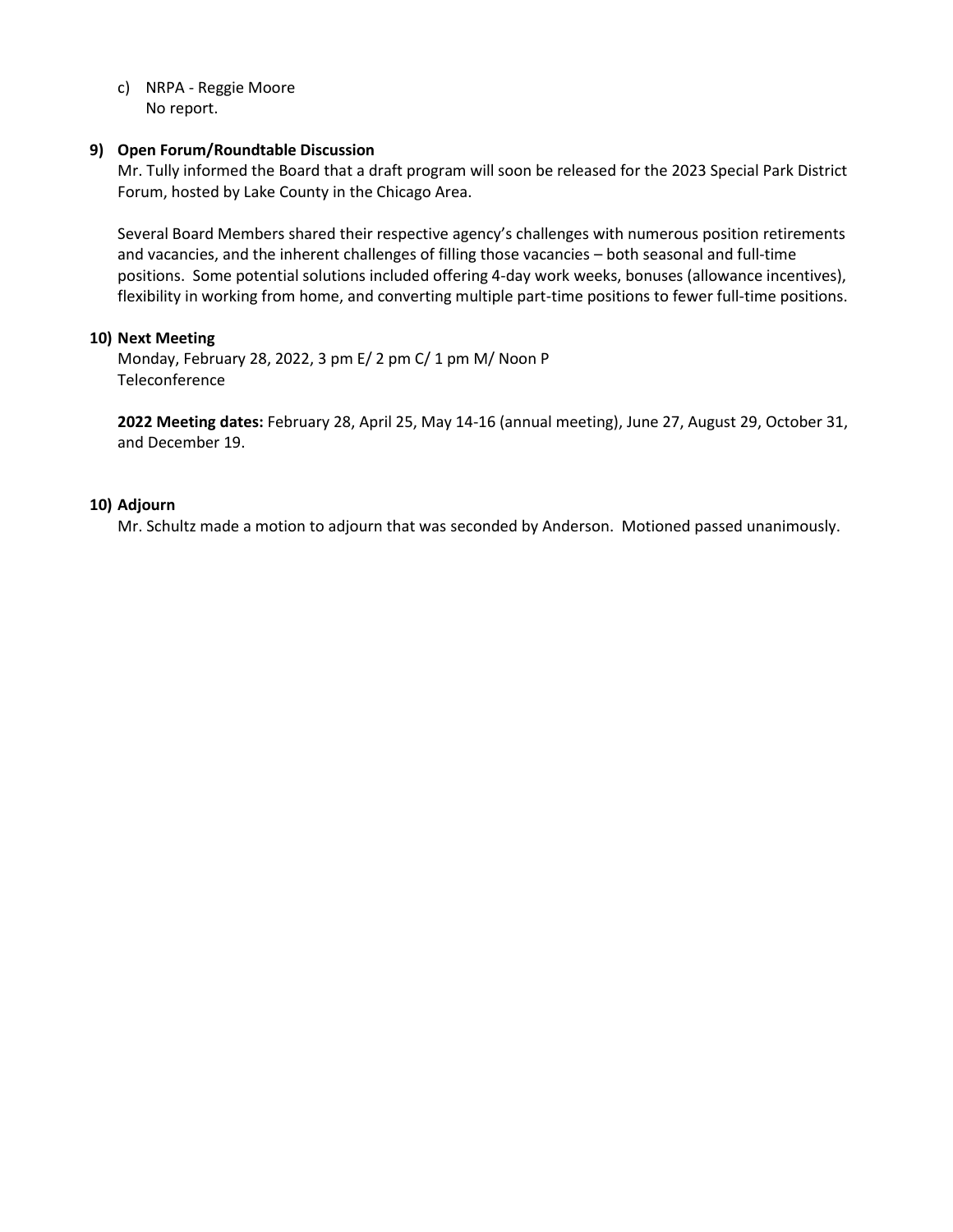c) NRPA - Reggie Moore
   No report.

**9) Open Forum/Roundtable Discussion**

Mr. Tully informed the Board that a draft program will soon be released for the 2023 Special Park District Forum, hosted by Lake County in the Chicago Area.

Several Board Members shared their respective agency's challenges with numerous position retirements and vacancies, and the inherent challenges of filling those vacancies – both seasonal and full-time positions. Some potential solutions included offering 4-day work weeks, bonuses (allowance incentives), flexibility in working from home, and converting multiple part-time positions to fewer full-time positions.

**10) Next Meeting**

Monday, February 28, 2022, 3 pm E/ 2 pm C/ 1 pm M/ Noon P
Teleconference

**2022 Meeting dates:** February 28, April 25, May 14-16 (annual meeting), June 27, August 29, October 31, and December 19.

**10) Adjourn**

Mr. Schultz made a motion to adjourn that was seconded by Anderson. Motioned passed unanimously.